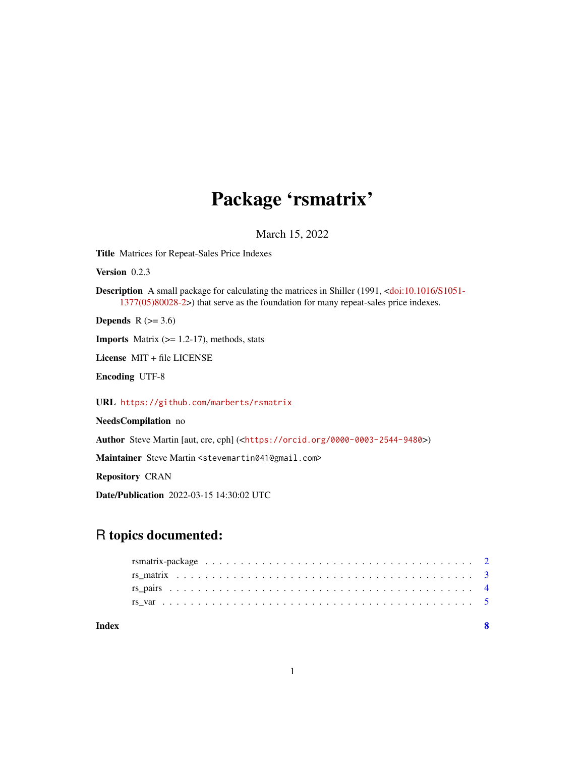# Package 'rsmatrix'

March 15, 2022

**Title** Matrices for Repeat-Sales Price Indexes

**Version** 0.2.3

**Description** A small package for calculating the matrices in Shiller (1991, <doi:10.1016/S1051-1377(05)80028-2>) that serve as the foundation for many repeat-sales price indexes.

**Depends** R (>= 3.6)

**Imports** Matrix (>= 1.2-17), methods, stats

**License** MIT + file LICENSE

**Encoding** UTF-8

**URL** https://github.com/marberts/rsmatrix

**NeedsCompilation** no

**Author** Steve Martin [aut, cre, cph] (<https://orcid.org/0000-0003-2544-9480>)

**Maintainer** Steve Martin <stevemartin041@gmail.com>

**Repository** CRAN

**Date/Publication** 2022-03-15 14:30:02 UTC

## R topics documented:

- rsmatrix-package . . . . . . . . . . . . . . . . . . . . . . . . . . . . . . . . . . . . 2
- rs_matrix . . . . . . . . . . . . . . . . . . . . . . . . . . . . . . . . . . . . . . . . 3
- rs_pairs . . . . . . . . . . . . . . . . . . . . . . . . . . . . . . . . . . . . . . . . . 4
- rs_var . . . . . . . . . . . . . . . . . . . . . . . . . . . . . . . . . . . . . . . . . . 5

**Index** **8**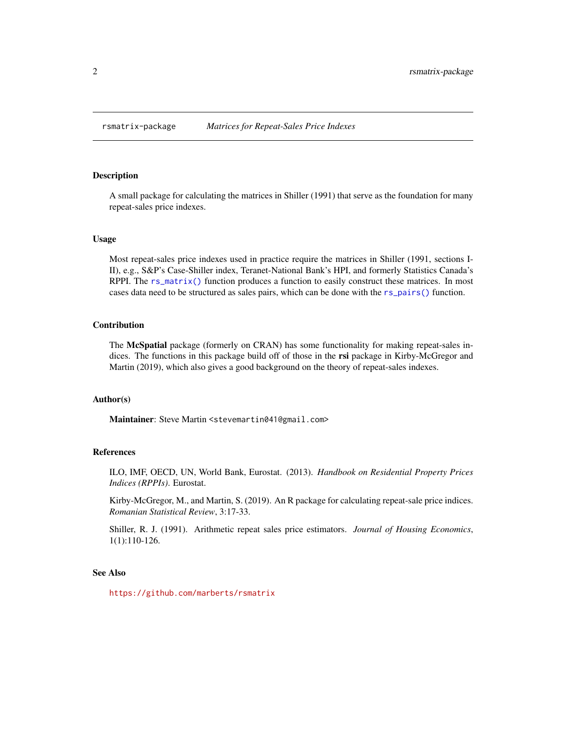# rsmatrix-package — *Matrices for Repeat-Sales Price Indexes*

## Description

A small package for calculating the matrices in Shiller (1991) that serve as the foundation for many repeat-sales price indexes.

## Usage

Most repeat-sales price indexes used in practice require the matrices in Shiller (1991, sections I-II), e.g., S&P's Case-Shiller index, Teranet-National Bank's HPI, and formerly Statistics Canada's RPPI. The `rs_matrix()` function produces a function to easily construct these matrices. In most cases data need to be structured as sales pairs, which can be done with the `rs_pairs()` function.

## Contribution

The **McSpatial** package (formerly on CRAN) has some functionality for making repeat-sales indices. The functions in this package build off of those in the **rsi** package in Kirby-McGregor and Martin (2019), which also gives a good background on the theory of repeat-sales indexes.

## Author(s)

**Maintainer**: Steve Martin <stevemartin041@gmail.com>

## References

ILO, IMF, OECD, UN, World Bank, Eurostat. (2013). *Handbook on Residential Property Prices Indices (RPPIs)*. Eurostat.

Kirby-McGregor, M., and Martin, S. (2019). An R package for calculating repeat-sale price indices. *Romanian Statistical Review*, 3:17-33.

Shiller, R. J. (1991). Arithmetic repeat sales price estimators. *Journal of Housing Economics*, 1(1):110-126.

## See Also

https://github.com/marberts/rsmatrix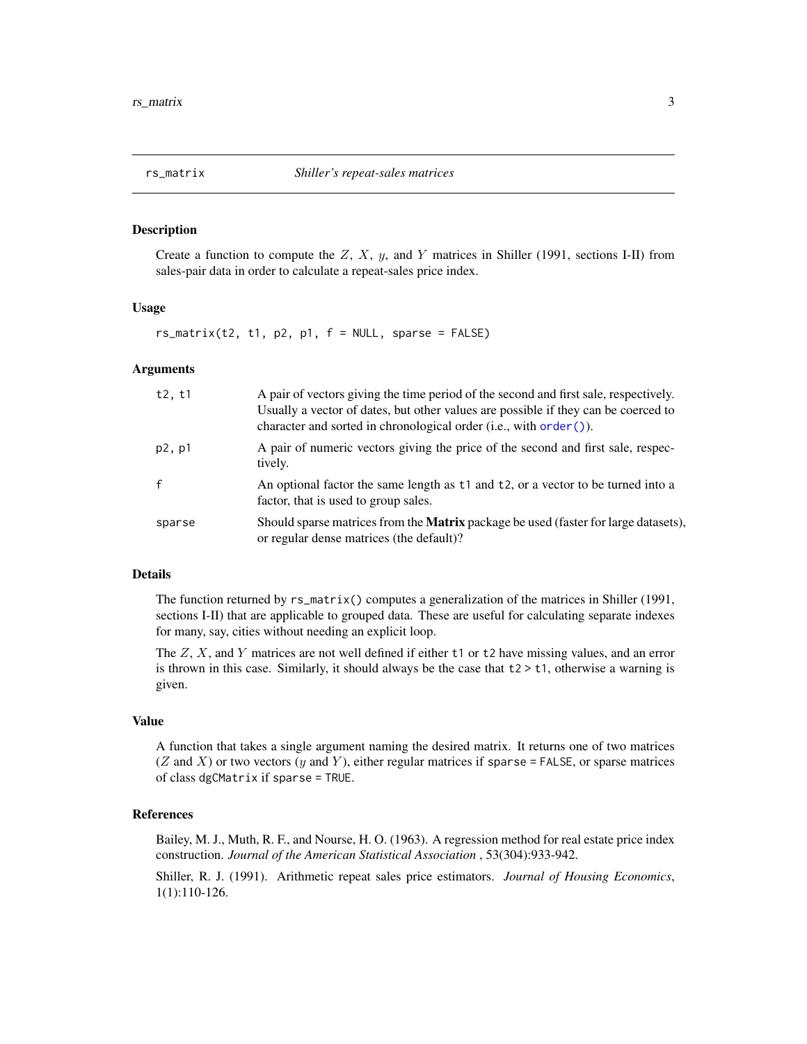## rs_matrix — *Shiller's repeat-sales matrices*

### Description

Create a function to compute the $Z$, $X$, $y$, and $Y$ matrices in Shiller (1991, sections I-II) from sales-pair data in order to calculate a repeat-sales price index.

### Usage

```
rs_matrix(t2, t1, p2, p1, f = NULL, sparse = FALSE)
```

### Arguments

| | |
|---|---|
| `t2, t1` | A pair of vectors giving the time period of the second and first sale, respectively. Usually a vector of dates, but other values are possible if they can be coerced to character and sorted in chronological order (i.e., with `order()`). |
| `p2, p1` | A pair of numeric vectors giving the price of the second and first sale, respectively. |
| `f` | An optional factor the same length as `t1` and `t2`, or a vector to be turned into a factor, that is used to group sales. |
| `sparse` | Should sparse matrices from the **Matrix** package be used (faster for large datasets), or regular dense matrices (the default)? |

### Details

The function returned by `rs_matrix()` computes a generalization of the matrices in Shiller (1991, sections I-II) that are applicable to grouped data. These are useful for calculating separate indexes for many, say, cities without needing an explicit loop.

The $Z$, $X$, and $Y$ matrices are not well defined if either `t1` or `t2` have missing values, and an error is thrown in this case. Similarly, it should always be the case that `t2 > t1`, otherwise a warning is given.

### Value

A function that takes a single argument naming the desired matrix. It returns one of two matrices ($Z$ and $X$) or two vectors ($y$ and $Y$), either regular matrices if `sparse = FALSE`, or sparse matrices of class `dgCMatrix` if `sparse = TRUE`.

### References

Bailey, M. J., Muth, R. F., and Nourse, H. O. (1963). A regression method for real estate price index construction. *Journal of the American Statistical Association* , 53(304):933-942.

Shiller, R. J. (1991). Arithmetic repeat sales price estimators. *Journal of Housing Economics*, 1(1):110-126.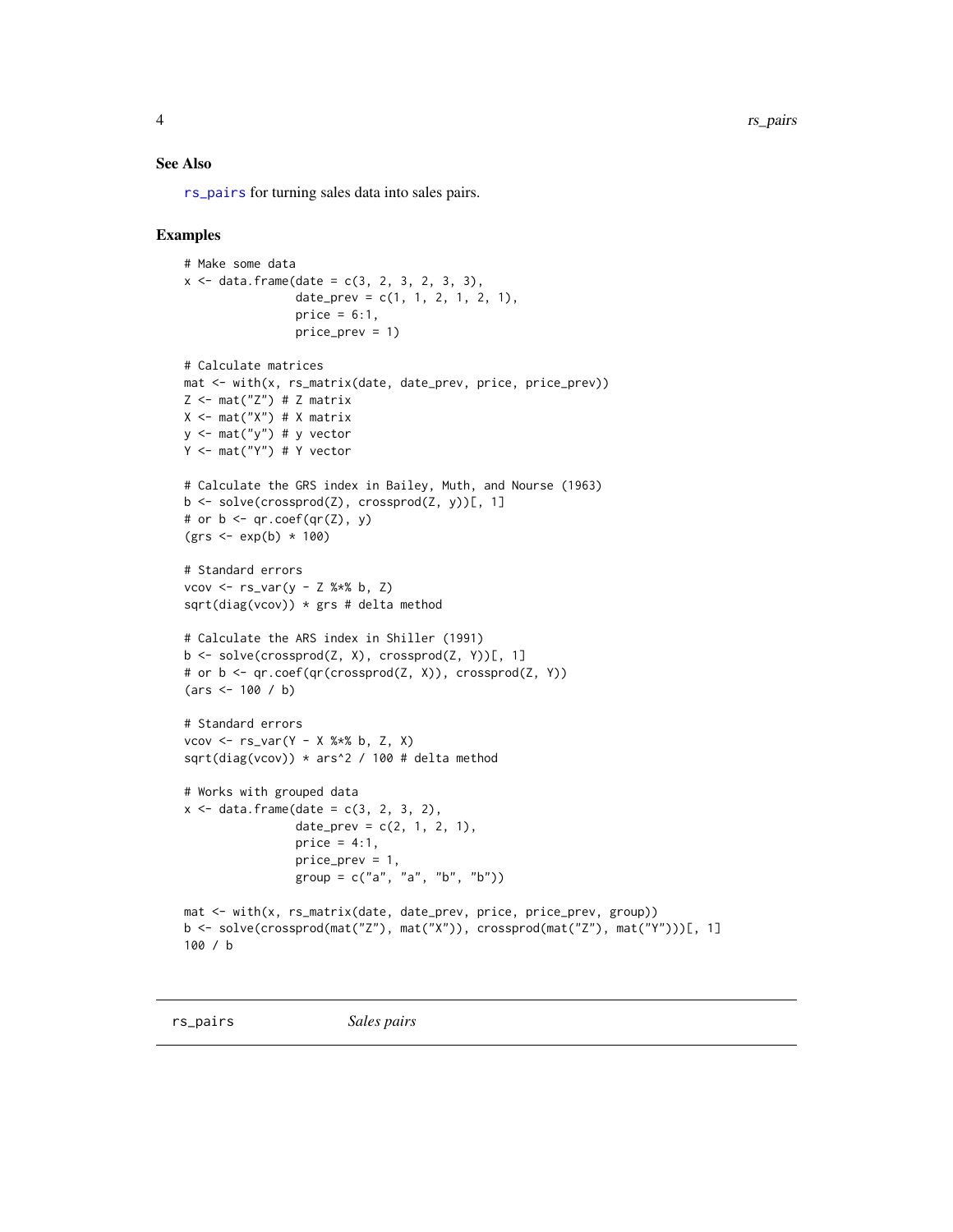### See Also

rs_pairs for turning sales data into sales pairs.

### Examples

```
# Make some data
x <- data.frame(date = c(3, 2, 3, 2, 3, 3),
                date_prev = c(1, 1, 2, 1, 2, 1),
                price = 6:1,
                price_prev = 1)

# Calculate matrices
mat <- with(x, rs_matrix(date, date_prev, price, price_prev))
Z <- mat("Z") # Z matrix
X <- mat("X") # X matrix
y <- mat("y") # y vector
Y <- mat("Y") # Y vector

# Calculate the GRS index in Bailey, Muth, and Nourse (1963)
b <- solve(crossprod(Z), crossprod(Z, y))[, 1]
# or b <- qr.coef(qr(Z), y)
(grs <- exp(b) * 100)

# Standard errors
vcov <- rs_var(y - Z %*% b, Z)
sqrt(diag(vcov)) * grs # delta method

# Calculate the ARS index in Shiller (1991)
b <- solve(crossprod(Z, X), crossprod(Z, Y))[, 1]
# or b <- qr.coef(qr(crossprod(Z, X)), crossprod(Z, Y))
(ars <- 100 / b)

# Standard errors
vcov <- rs_var(Y - X %*% b, Z, X)
sqrt(diag(vcov)) * ars^2 / 100 # delta method

# Works with grouped data
x <- data.frame(date = c(3, 2, 3, 2),
                date_prev = c(2, 1, 2, 1),
                price = 4:1,
                price_prev = 1,
                group = c("a", "a", "b", "b"))

mat <- with(x, rs_matrix(date, date_prev, price, price_prev, group))
b <- solve(crossprod(mat("Z"), mat("X")), crossprod(mat("Z"), mat("Y")))[, 1]
100 / b
```

---

## rs_pairs *Sales pairs*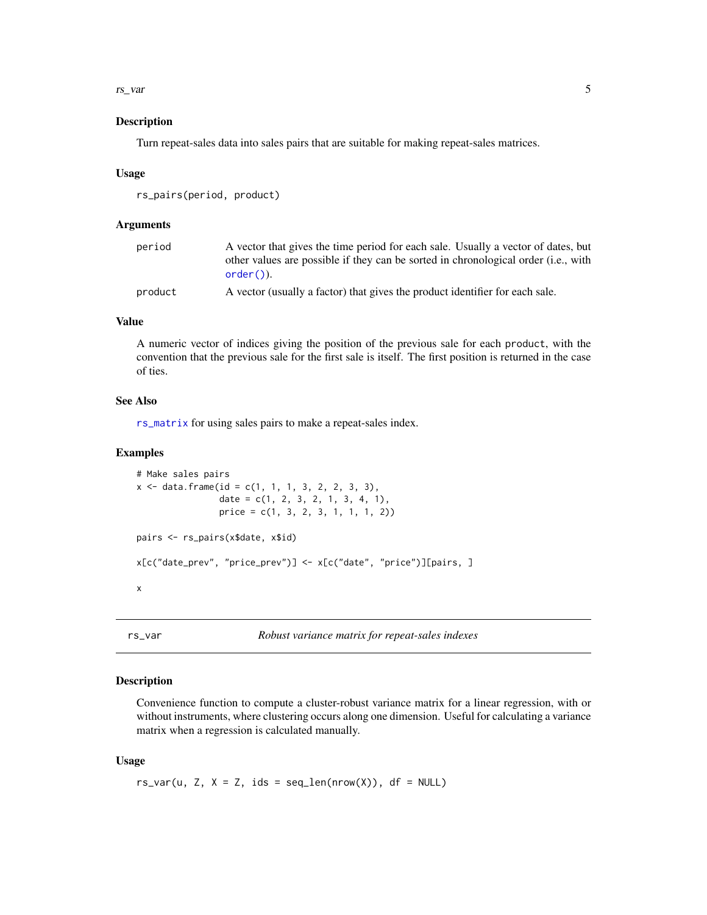### Description

Turn repeat-sales data into sales pairs that are suitable for making repeat-sales matrices.

### Usage

```
rs_pairs(period, product)
```

### Arguments

| | |
|---|---|
| `period` | A vector that gives the time period for each sale. Usually a vector of dates, but other values are possible if they can be sorted in chronological order (i.e., with `order()`). |
| `product` | A vector (usually a factor) that gives the product identifier for each sale. |

### Value

A numeric vector of indices giving the position of the previous sale for each `product`, with the convention that the previous sale for the first sale is itself. The first position is returned in the case of ties.

### See Also

`rs_matrix` for using sales pairs to make a repeat-sales index.

### Examples

```
# Make sales pairs
x <- data.frame(id = c(1, 1, 1, 3, 2, 2, 3, 3),
                date = c(1, 2, 3, 2, 1, 3, 4, 1),
                price = c(1, 3, 2, 3, 1, 1, 1, 2))

pairs <- rs_pairs(x$date, x$id)

x[c("date_prev", "price_prev")] <- x[c("date", "price")][pairs, ]

x
```

---

## rs_var — *Robust variance matrix for repeat-sales indexes*

### Description

Convenience function to compute a cluster-robust variance matrix for a linear regression, with or without instruments, where clustering occurs along one dimension. Useful for calculating a variance matrix when a regression is calculated manually.

### Usage

```
rs_var(u, Z, X = Z, ids = seq_len(nrow(X)), df = NULL)
```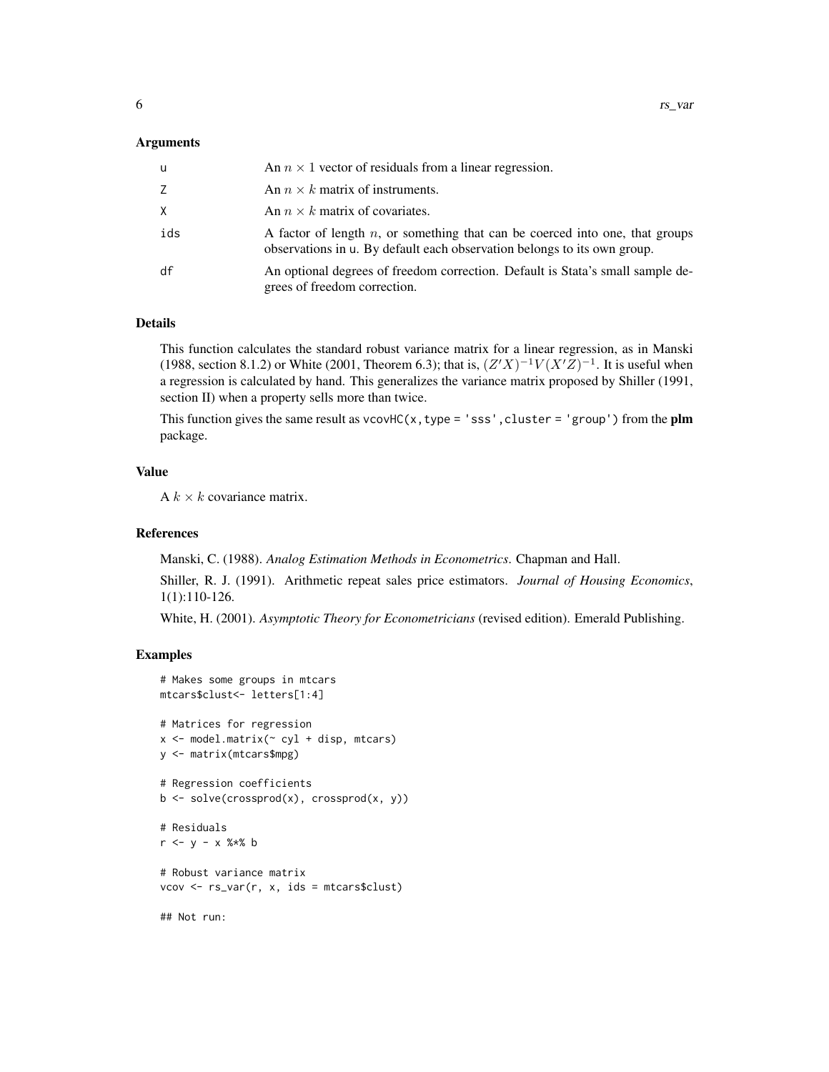### Arguments

| | |
|---|---|
| u | An $n \times 1$ vector of residuals from a linear regression. |
| Z | An $n \times k$ matrix of instruments. |
| X | An $n \times k$ matrix of covariates. |
| ids | A factor of length $n$, or something that can be coerced into one, that groups observations in u. By default each observation belongs to its own group. |
| df | An optional degrees of freedom correction. Default is Stata's small sample degrees of freedom correction. |

### Details

This function calculates the standard robust variance matrix for a linear regression, as in Manski (1988, section 8.1.2) or White (2001, Theorem 6.3); that is, $(Z'X)^{-1}V(X'Z)^{-1}$. It is useful when a regression is calculated by hand. This generalizes the variance matrix proposed by Shiller (1991, section II) when a property sells more than twice.

This function gives the same result as `vcovHC(x, type = 'sss', cluster = 'group')` from the **plm** package.

### Value

A $k \times k$ covariance matrix.

### References

Manski, C. (1988). *Analog Estimation Methods in Econometrics*. Chapman and Hall.

Shiller, R. J. (1991). Arithmetic repeat sales price estimators. *Journal of Housing Economics*, 1(1):110-126.

White, H. (2001). *Asymptotic Theory for Econometricians* (revised edition). Emerald Publishing.

### Examples

```
# Makes some groups in mtcars
mtcars$clust<- letters[1:4]

# Matrices for regression
x <- model.matrix(~ cyl + disp, mtcars)
y <- matrix(mtcars$mpg)

# Regression coefficients
b <- solve(crossprod(x), crossprod(x, y))

# Residuals
r <- y - x %*% b

# Robust variance matrix
vcov <- rs_var(r, x, ids = mtcars$clust)

## Not run:
```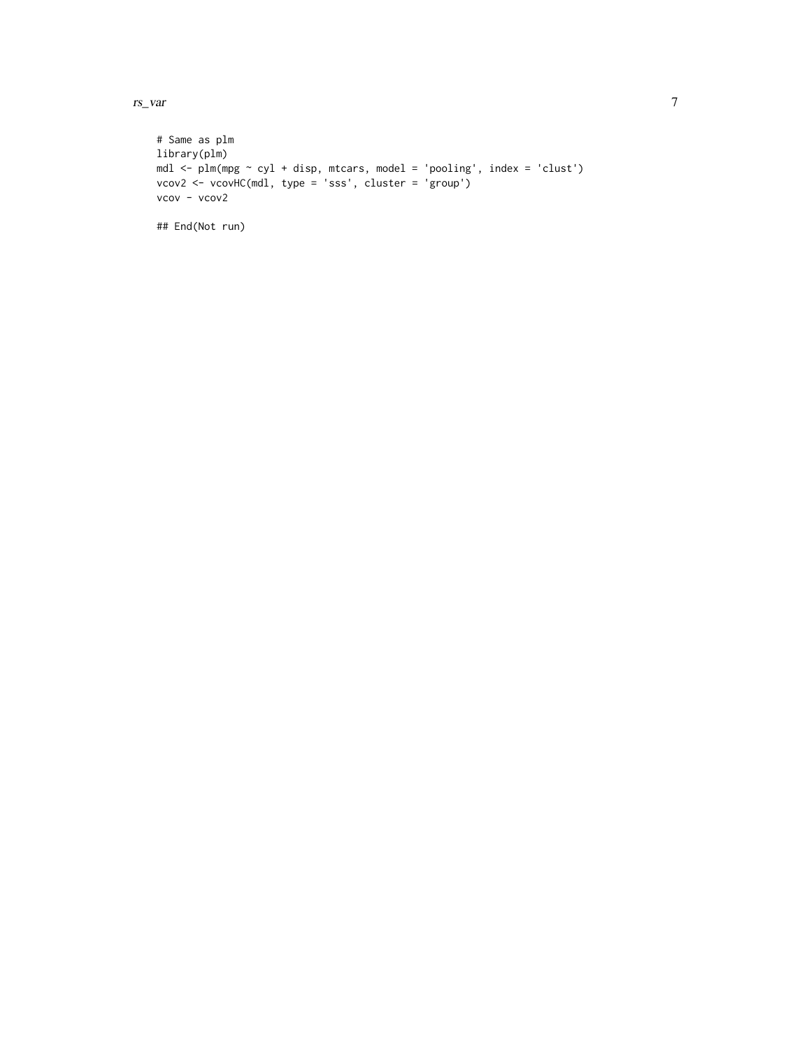```
# Same as plm
library(plm)
mdl <- plm(mpg ~ cyl + disp, mtcars, model = 'pooling', index = 'clust')
vcov2 <- vcovHC(mdl, type = 'sss', cluster = 'group')
vcov - vcov2

## End(Not run)
```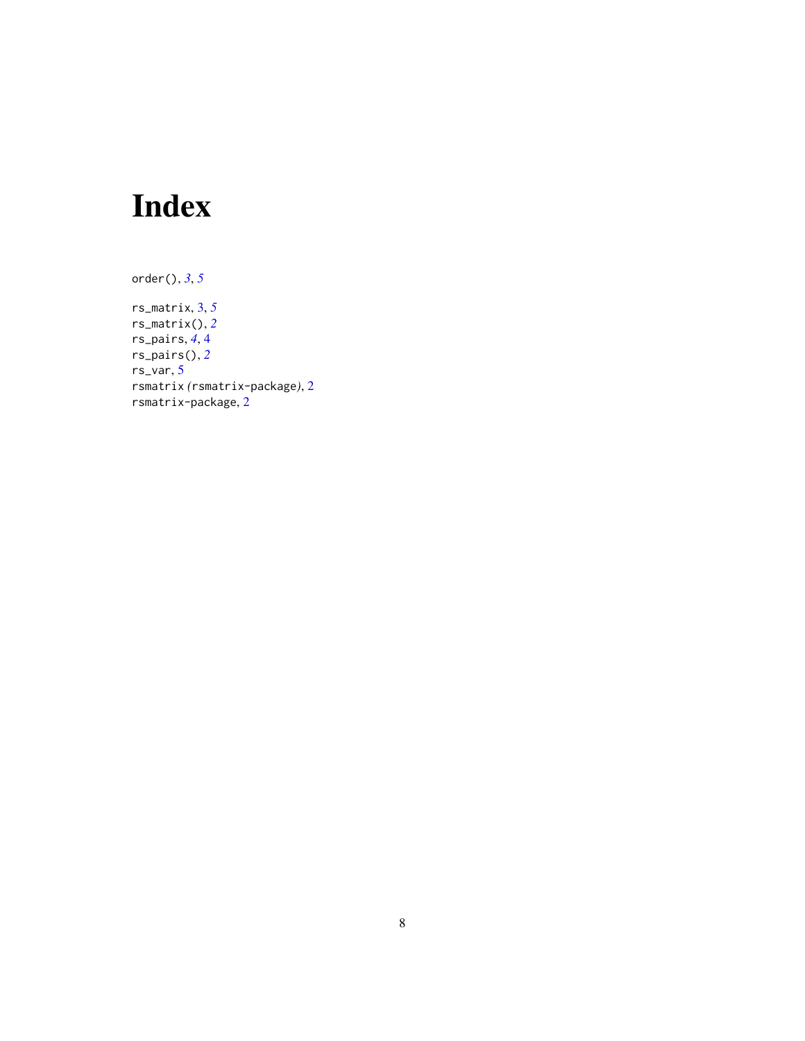# Index

order(), *3*, *5*

rs_matrix, 3, *5*
rs_matrix(), *2*
rs_pairs, *4*, 4
rs_pairs(), *2*
rs_var, 5
rsmatrix *(*rsmatrix-package*)*, 2
rsmatrix-package, 2